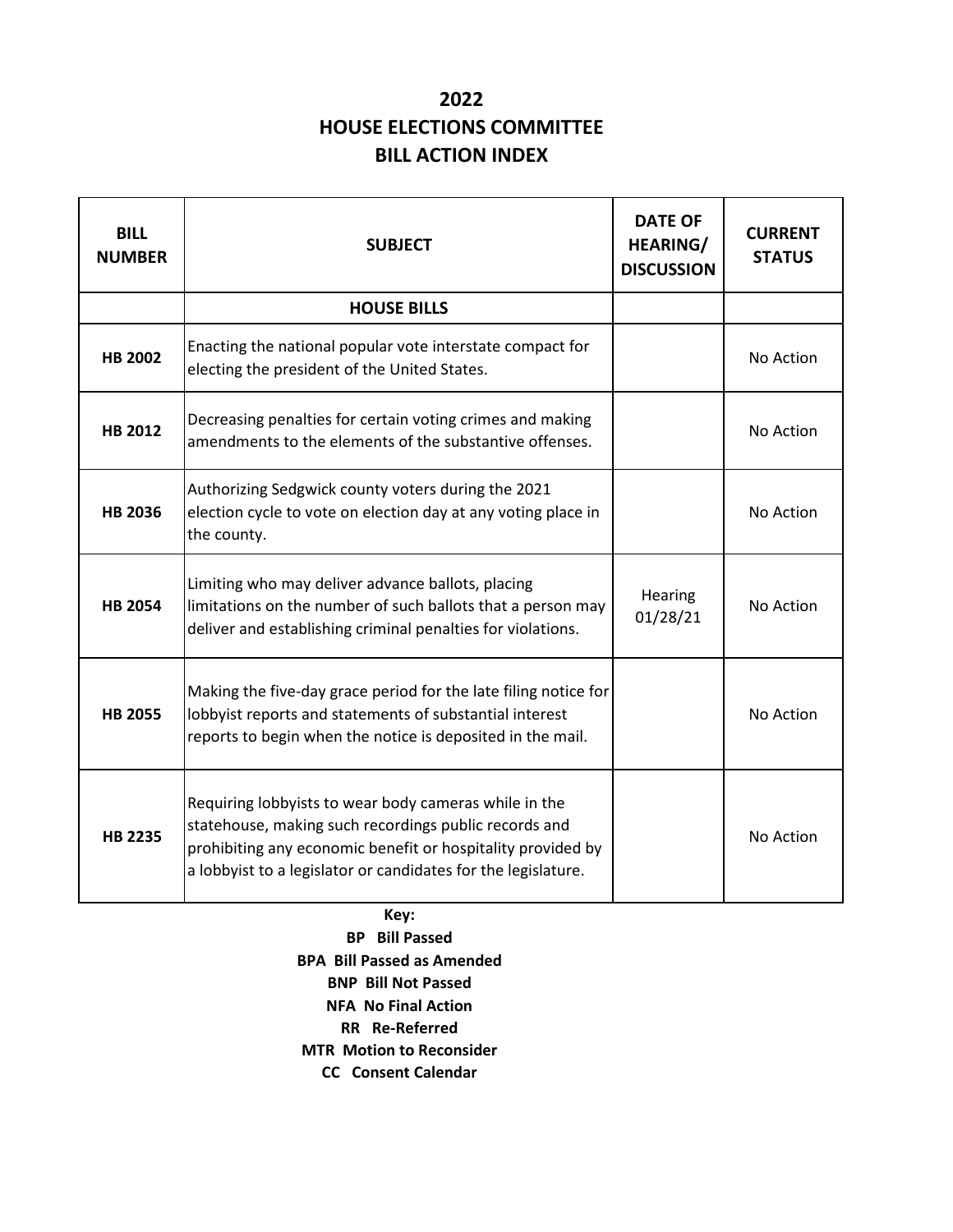# 2022
# HOUSE ELECTIONS COMMITTEE
# BILL ACTION INDEX

| BILL NUMBER | SUBJECT | DATE OF HEARING/ DISCUSSION | CURRENT STATUS |
|---|---|---|---|
| | **HOUSE BILLS** | | |
| **HB 2002** | Enacting the national popular vote interstate compact for electing the president of the United States. | | No Action |
| **HB 2012** | Decreasing penalties for certain voting crimes and making amendments to the elements of the substantive offenses. | | No Action |
| **HB 2036** | Authorizing Sedgwick county voters during the 2021 election cycle to vote on election day at any voting place in the county. | | No Action |
| **HB 2054** | Limiting who may deliver advance ballots, placing limitations on the number of such ballots that a person may deliver and establishing criminal penalties for violations. | Hearing 01/28/21 | No Action |
| **HB 2055** | Making the five-day grace period for the late filing notice for lobbyist reports and statements of substantial interest reports to begin when the notice is deposited in the mail. | | No Action |
| **HB 2235** | Requiring lobbyists to wear body cameras while in the statehouse, making such recordings public records and prohibiting any economic benefit or hospitality provided by a lobbyist to a legislator or candidates for the legislature. | | No Action |

**Key:**

**BP Bill Passed**

**BPA Bill Passed as Amended**

**BNP Bill Not Passed**

**NFA No Final Action**

**RR Re-Referred**

**MTR Motion to Reconsider**

**CC Consent Calendar**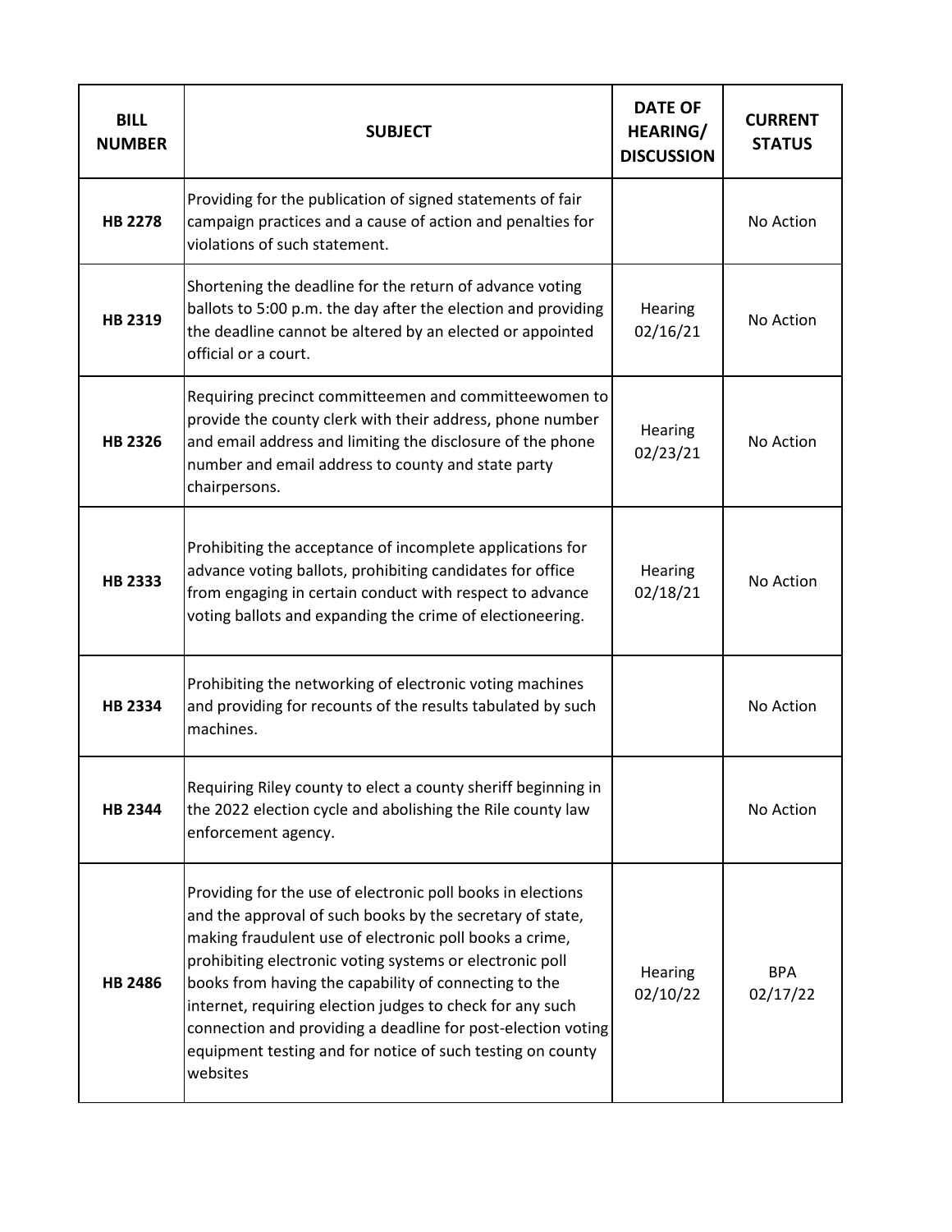| BILL NUMBER | SUBJECT | DATE OF HEARING/ DISCUSSION | CURRENT STATUS |
|---|---|---|---|
| **HB 2278** | Providing for the publication of signed statements of fair campaign practices and a cause of action and penalties for violations of such statement. | | No Action |
| **HB 2319** | Shortening the deadline for the return of advance voting ballots to 5:00 p.m. the day after the election and providing the deadline cannot be altered by an elected or appointed official or a court. | Hearing 02/16/21 | No Action |
| **HB 2326** | Requiring precinct committeemen and committeewomen to provide the county clerk with their address, phone number and email address and limiting the disclosure of the phone number and email address to county and state party chairpersons. | Hearing 02/23/21 | No Action |
| **HB 2333** | Prohibiting the acceptance of incomplete applications for advance voting ballots, prohibiting candidates for office from engaging in certain conduct with respect to advance voting ballots and expanding the crime of electioneering. | Hearing 02/18/21 | No Action |
| **HB 2334** | Prohibiting the networking of electronic voting machines and providing for recounts of the results tabulated by such machines. | | No Action |
| **HB 2344** | Requiring Riley county to elect a county sheriff beginning in the 2022 election cycle and abolishing the Rile county law enforcement agency. | | No Action |
| **HB 2486** | Providing for the use of electronic poll books in elections and the approval of such books by the secretary of state, making fraudulent use of electronic poll books a crime, prohibiting electronic voting systems or electronic poll books from having the capability of connecting to the internet, requiring election judges to check for any such connection and providing a deadline for post-election voting equipment testing and for notice of such testing on county websites | Hearing 02/10/22 | BPA 02/17/22 |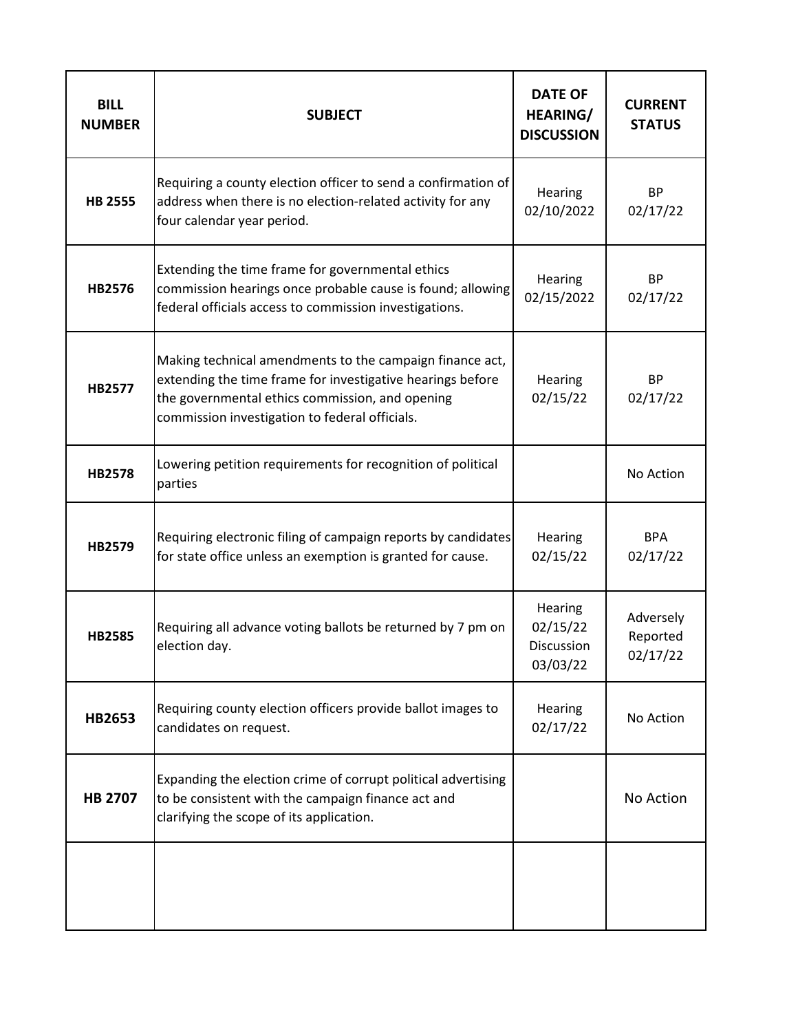| BILL NUMBER | SUBJECT | DATE OF HEARING/ DISCUSSION | CURRENT STATUS |
|---|---|---|---|
| HB 2555 | Requiring a county election officer to send a confirmation of address when there is no election-related activity for any four calendar year period. | Hearing 02/10/2022 | BP 02/17/22 |
| HB2576 | Extending the time frame for governmental ethics commission hearings once probable cause is found; allowing federal officials access to commission investigations. | Hearing 02/15/2022 | BP 02/17/22 |
| HB2577 | Making technical amendments to the campaign finance act, extending the time frame for investigative hearings before the governmental ethics commission, and opening commission investigation to federal officials. | Hearing 02/15/22 | BP 02/17/22 |
| HB2578 | Lowering petition requirements for recognition of political parties | | No Action |
| HB2579 | Requiring electronic filing of campaign reports by candidates for state office unless an exemption is granted for cause. | Hearing 02/15/22 | BPA 02/17/22 |
| HB2585 | Requiring all advance voting ballots be returned by 7 pm on election day. | Hearing 02/15/22 Discussion 03/03/22 | Adversely Reported 02/17/22 |
| HB2653 | Requiring county election officers provide ballot images to candidates on request. | Hearing 02/17/22 | No Action |
| HB 2707 | Expanding the election crime of corrupt political advertising to be consistent with the campaign finance act and clarifying the scope of its application. | | No Action |
| | | | |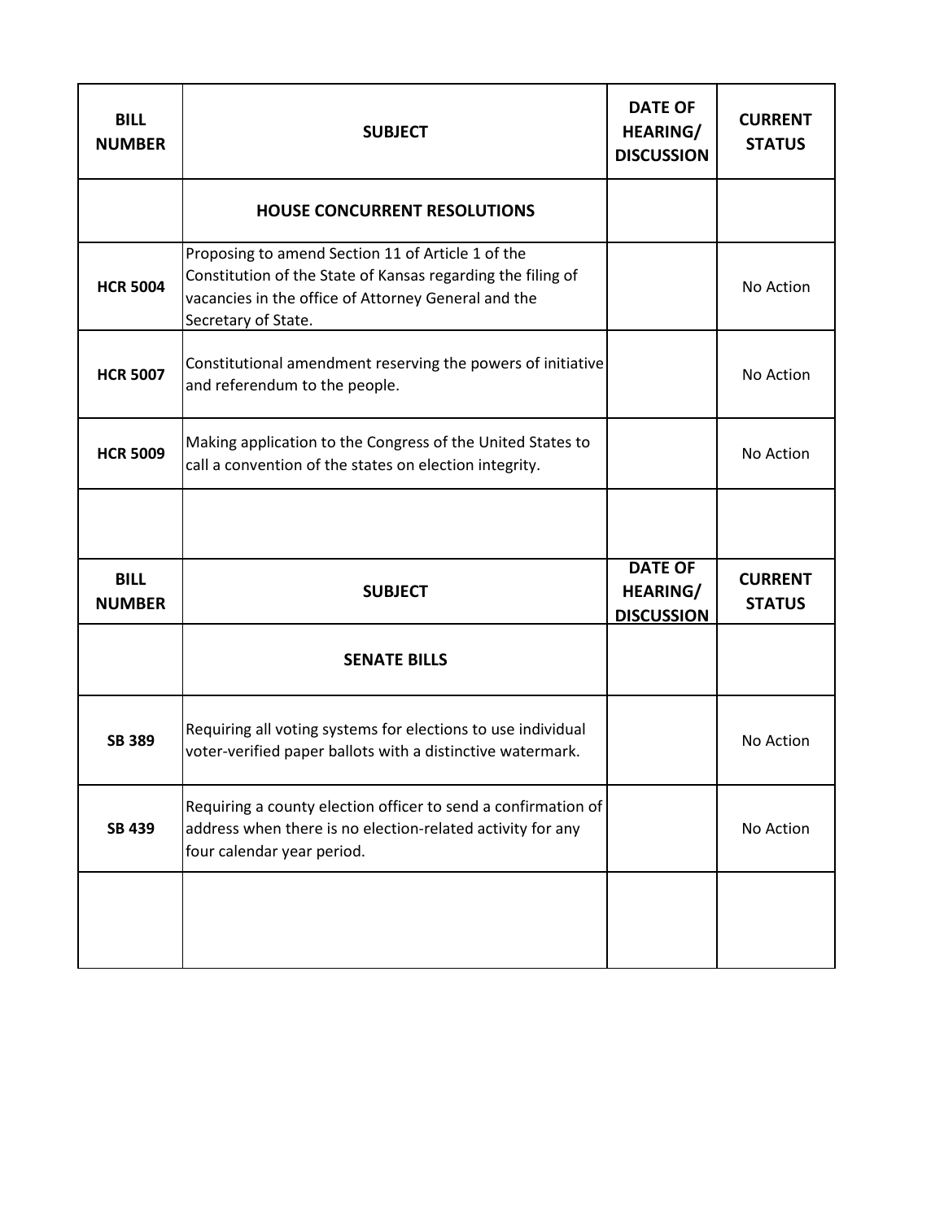| BILL NUMBER | SUBJECT | DATE OF HEARING/ DISCUSSION | CURRENT STATUS |
|---|---|---|---|
| | **HOUSE CONCURRENT RESOLUTIONS** | | |
| **HCR 5004** | Proposing to amend Section 11 of Article 1 of the Constitution of the State of Kansas regarding the filing of vacancies in the office of Attorney General and the Secretary of State. | | No Action |
| **HCR 5007** | Constitutional amendment reserving the powers of initiative and referendum to the people. | | No Action |
| **HCR 5009** | Making application to the Congress of the United States to call a convention of the states on election integrity. | | No Action |
| | | | |
| **BILL NUMBER** | **SUBJECT** | **DATE OF HEARING/ DISCUSSION** | **CURRENT STATUS** |
| | **SENATE BILLS** | | |
| **SB 389** | Requiring all voting systems for elections to use individual voter-verified paper ballots with a distinctive watermark. | | No Action |
| **SB 439** | Requiring a county election officer to send a confirmation of address when there is no election-related activity for any four calendar year period. | | No Action |
| | | | |